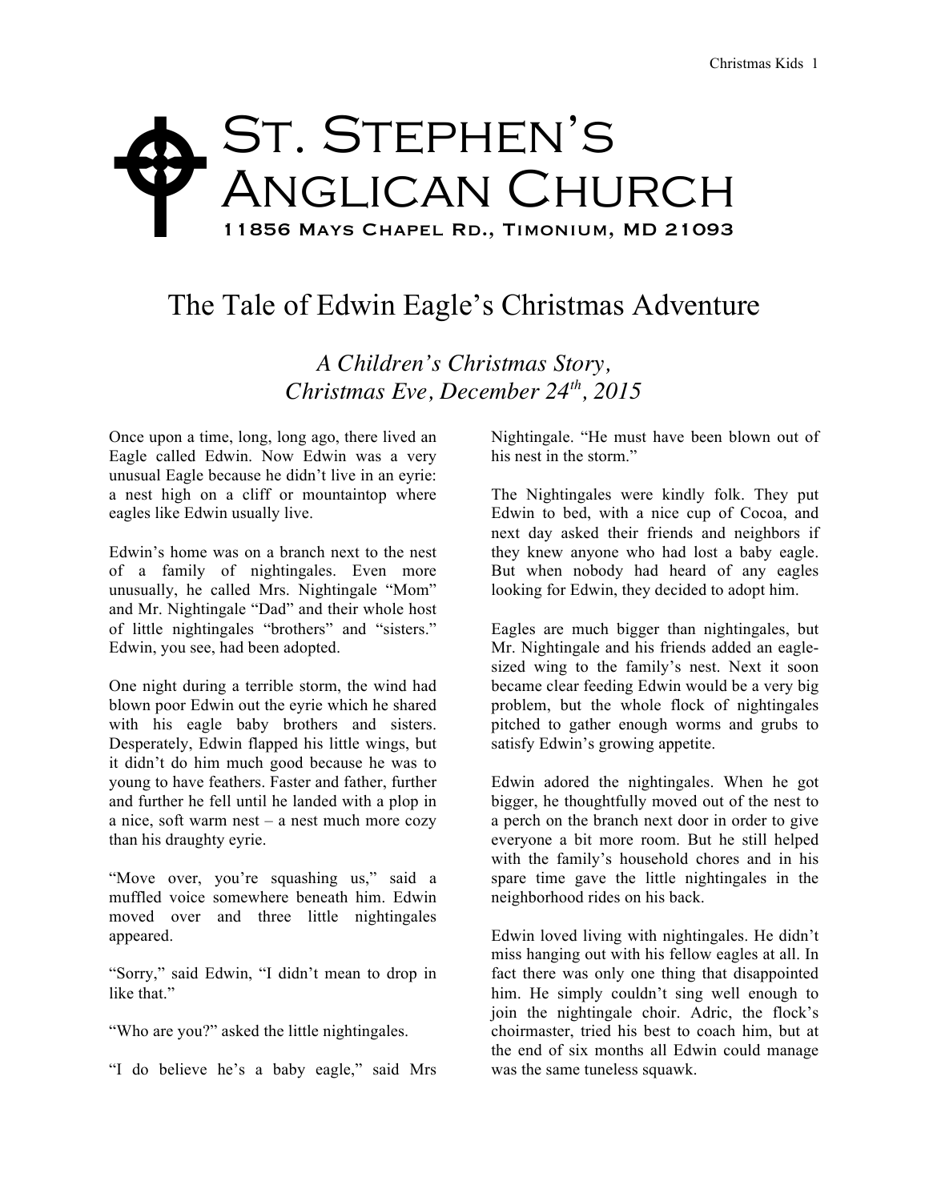# St. Stephen's Anglican Church

11856 Mays Chapel Rd., Timonium, MD 21093

## The Tale of Edwin Eagle's Christmas Adventure

*A Children's Christmas Story, Christmas Eve, December 24th, 2015*

Once upon a time, long, long ago, there lived an Eagle called Edwin. Now Edwin was a very unusual Eagle because he didn't live in an eyrie: a nest high on a cliff or mountaintop where eagles like Edwin usually live.

Edwin's home was on a branch next to the nest of a family of nightingales. Even more unusually, he called Mrs. Nightingale "Mom" and Mr. Nightingale "Dad" and their whole host of little nightingales "brothers" and "sisters." Edwin, you see, had been adopted.

One night during a terrible storm, the wind had blown poor Edwin out the eyrie which he shared with his eagle baby brothers and sisters. Desperately, Edwin flapped his little wings, but it didn't do him much good because he was to young to have feathers. Faster and father, further and further he fell until he landed with a plop in a nice, soft warm nest – a nest much more cozy than his draughty eyrie.

"Move over, you're squashing us," said a muffled voice somewhere beneath him. Edwin moved over and three little nightingales appeared.

"Sorry," said Edwin, "I didn't mean to drop in like that."

"Who are you?" asked the little nightingales.

"I do believe he's a baby eagle," said Mrs Nightingale. "He must have been blown out of his nest in the storm."

The Nightingales were kindly folk. They put Edwin to bed, with a nice cup of Cocoa, and next day asked their friends and neighbors if they knew anyone who had lost a baby eagle. But when nobody had heard of any eagles looking for Edwin, they decided to adopt him.

Eagles are much bigger than nightingales, but Mr. Nightingale and his friends added an eagle-sized wing to the family's nest. Next it soon became clear feeding Edwin would be a very big problem, but the whole flock of nightingales pitched to gather enough worms and grubs to satisfy Edwin's growing appetite.

Edwin adored the nightingales. When he got bigger, he thoughtfully moved out of the nest to a perch on the branch next door in order to give everyone a bit more room. But he still helped with the family's household chores and in his spare time gave the little nightingales in the neighborhood rides on his back.

Edwin loved living with nightingales. He didn't miss hanging out with his fellow eagles at all. In fact there was only one thing that disappointed him. He simply couldn't sing well enough to join the nightingale choir. Adric, the flock's choirmaster, tried his best to coach him, but at the end of six months all Edwin could manage was the same tuneless squawk.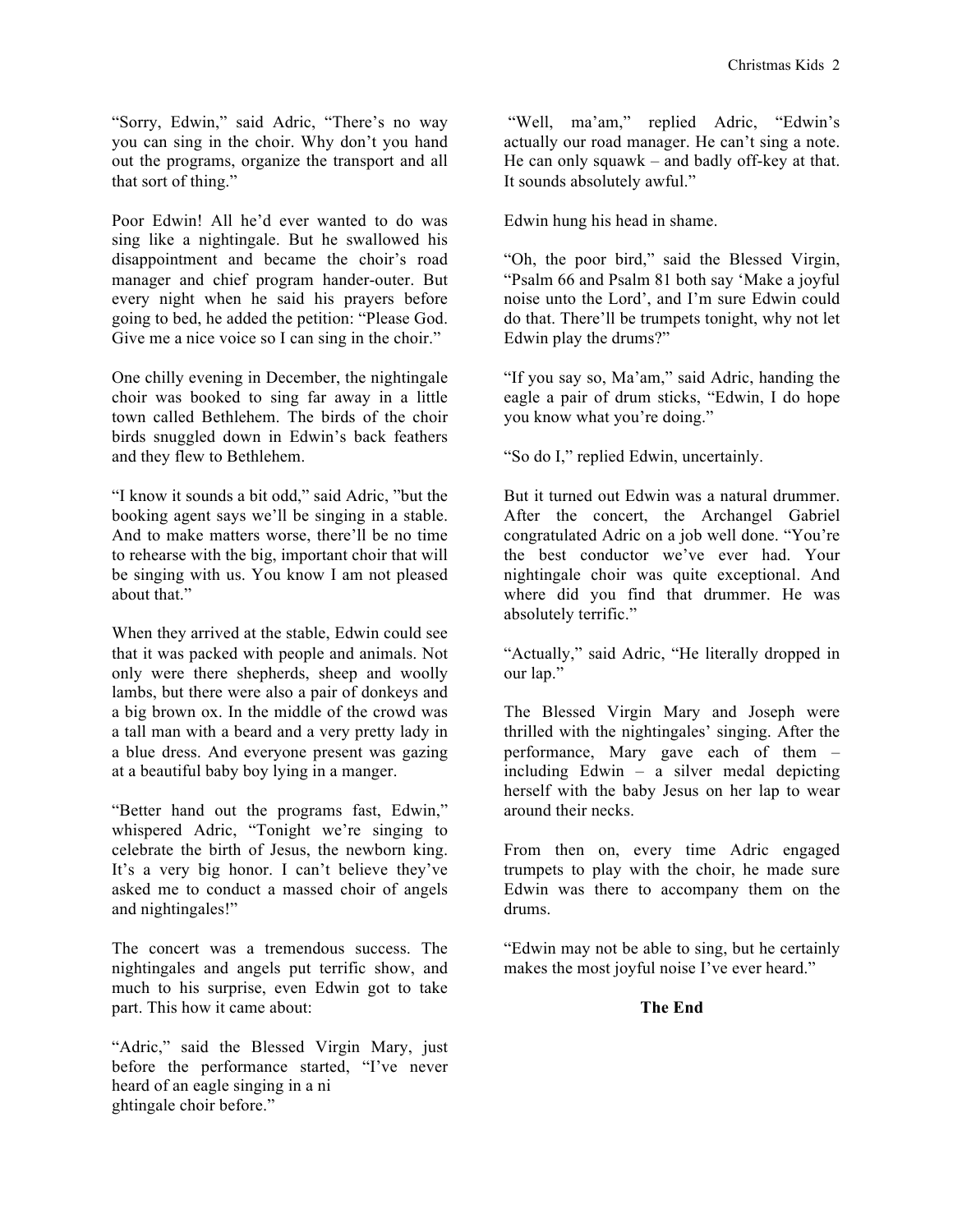"Sorry, Edwin," said Adric, "There's no way you can sing in the choir. Why don't you hand out the programs, organize the transport and all that sort of thing."

Poor Edwin! All he'd ever wanted to do was sing like a nightingale. But he swallowed his disappointment and became the choir's road manager and chief program hander-outer. But every night when he said his prayers before going to bed, he added the petition: "Please God. Give me a nice voice so I can sing in the choir."

One chilly evening in December, the nightingale choir was booked to sing far away in a little town called Bethlehem. The birds of the choir birds snuggled down in Edwin's back feathers and they flew to Bethlehem.

"I know it sounds a bit odd," said Adric, "but the booking agent says we'll be singing in a stable. And to make matters worse, there'll be no time to rehearse with the big, important choir that will be singing with us. You know I am not pleased about that."

When they arrived at the stable, Edwin could see that it was packed with people and animals. Not only were there shepherds, sheep and woolly lambs, but there were also a pair of donkeys and a big brown ox. In the middle of the crowd was a tall man with a beard and a very pretty lady in a blue dress. And everyone present was gazing at a beautiful baby boy lying in a manger.

"Better hand out the programs fast, Edwin," whispered Adric, "Tonight we're singing to celebrate the birth of Jesus, the newborn king. It's a very big honor. I can't believe they've asked me to conduct a massed choir of angels and nightingales!"

The concert was a tremendous success. The nightingales and angels put terrific show, and much to his surprise, even Edwin got to take part. This how it came about:

"Adric," said the Blessed Virgin Mary, just before the performance started, "I've never heard of an eagle singing in a ni ghtingale choir before."

"Well, ma'am," replied Adric, "Edwin's actually our road manager. He can't sing a note. He can only squawk – and badly off-key at that. It sounds absolutely awful."

Edwin hung his head in shame.

"Oh, the poor bird," said the Blessed Virgin, "Psalm 66 and Psalm 81 both say 'Make a joyful noise unto the Lord', and I'm sure Edwin could do that. There'll be trumpets tonight, why not let Edwin play the drums?"

"If you say so, Ma'am," said Adric, handing the eagle a pair of drum sticks, "Edwin, I do hope you know what you're doing."

"So do I," replied Edwin, uncertainly.

But it turned out Edwin was a natural drummer. After the concert, the Archangel Gabriel congratulated Adric on a job well done. "You're the best conductor we've ever had. Your nightingale choir was quite exceptional. And where did you find that drummer. He was absolutely terrific."

"Actually," said Adric, "He literally dropped in our lap."

The Blessed Virgin Mary and Joseph were thrilled with the nightingales' singing. After the performance, Mary gave each of them – including Edwin – a silver medal depicting herself with the baby Jesus on her lap to wear around their necks.

From then on, every time Adric engaged trumpets to play with the choir, he made sure Edwin was there to accompany them on the drums.

"Edwin may not be able to sing, but he certainly makes the most joyful noise I've ever heard."

**The End**